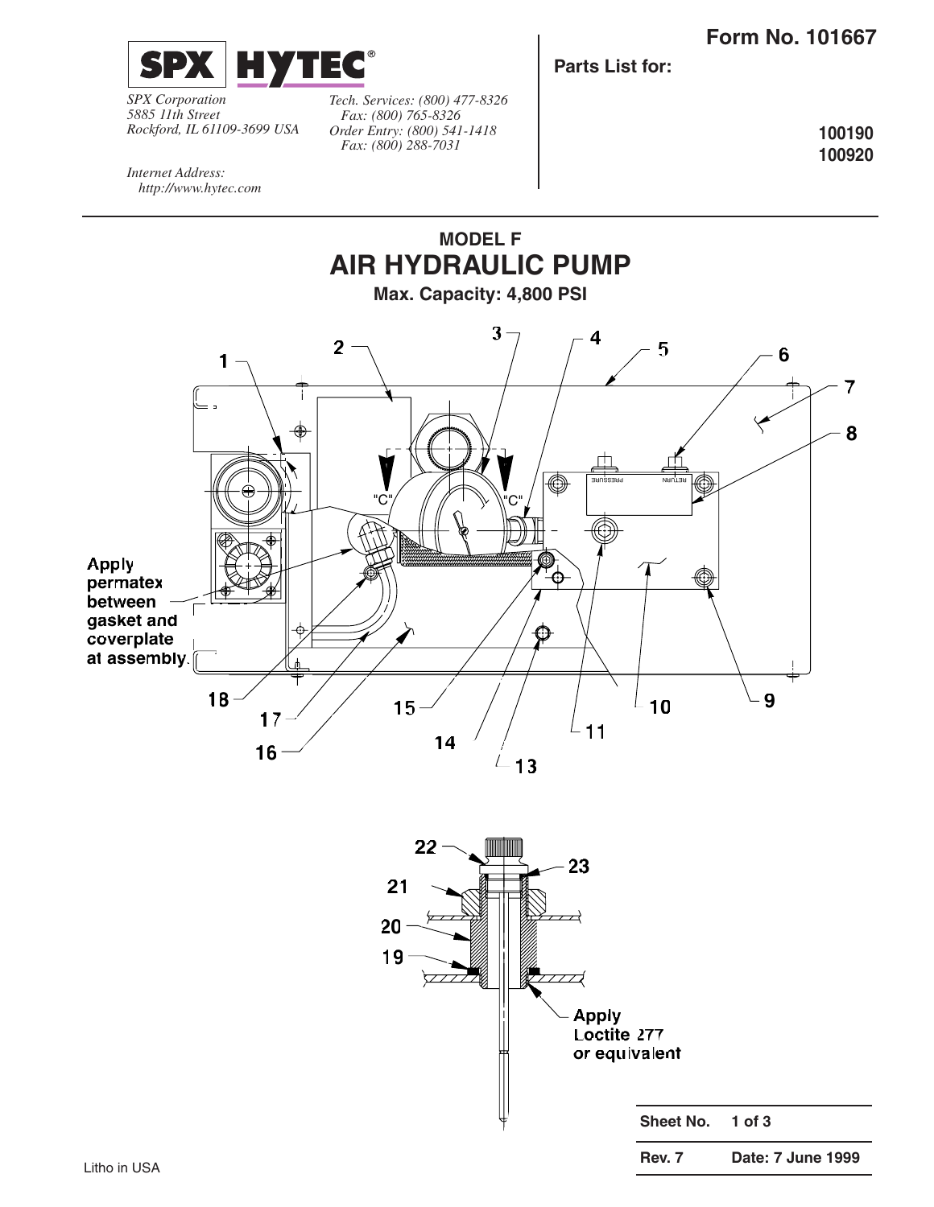**SPX HYTEC®**

*SPX Corporation*
*5885 11th Street*
*Rockford, IL 61109-3699 USA*

*Tech. Services: (800) 477-8326*
*Fax: (800) 765-8326*
*Order Entry: (800) 541-1418*
*Fax: (800) 288-7031*

*Internet Address:*
*http://www.hytec.com*

**Form No. 101667**

**Parts List for:**

**100190**
**100920**

## MODEL F
# AIR HYDRAULIC PUMP
**Max. Capacity: 4,800 PSI**

Apply permatex between gasket and coverplate at assembly.

Apply Loctite 277 or equivalent

| Sheet No. | 1 of 3 |
|---|---|
| Rev. 7 | Date: 7 June 1999 |

Litho in USA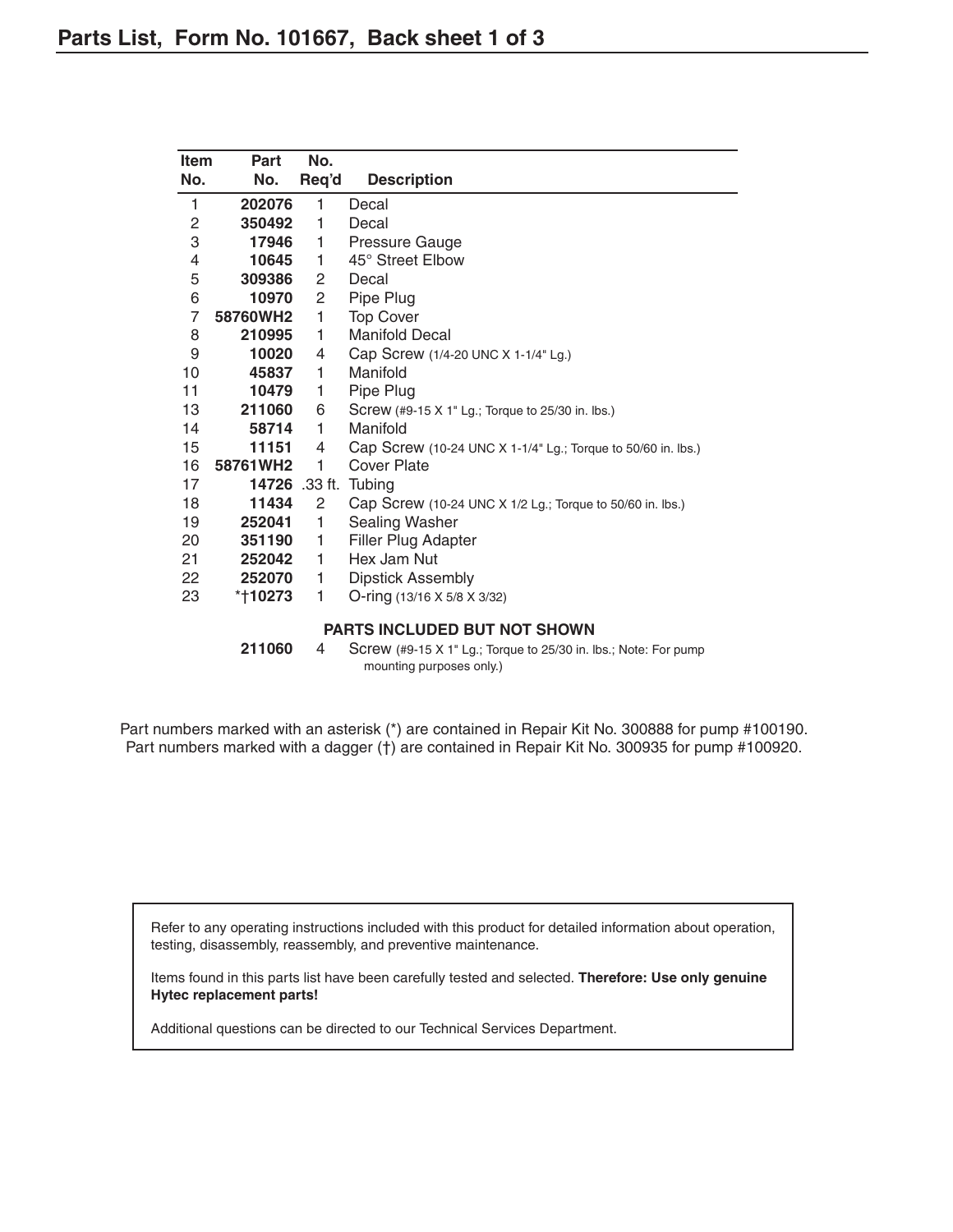## Parts List, Form No. 101667, Back sheet 1 of 3

| Item No. | Part No. | No. Req'd | Description |
|---|---|---|---|
| 1 | **202076** | 1 | Decal |
| 2 | **350492** | 1 | Decal |
| 3 | **17946** | 1 | Pressure Gauge |
| 4 | **10645** | 1 | 45° Street Elbow |
| 5 | **309386** | 2 | Decal |
| 6 | **10970** | 2 | Pipe Plug |
| 7 | **58760WH2** | 1 | Top Cover |
| 8 | **210995** | 1 | Manifold Decal |
| 9 | **10020** | 4 | Cap Screw (1/4-20 UNC X 1-1/4" Lg.) |
| 10 | **45837** | 1 | Manifold |
| 11 | **10479** | 1 | Pipe Plug |
| 13 | **211060** | 6 | Screw (#9-15 X 1" Lg.; Torque to 25/30 in. lbs.) |
| 14 | **58714** | 1 | Manifold |
| 15 | **11151** | 4 | Cap Screw (10-24 UNC X 1-1/4" Lg.; Torque to 50/60 in. lbs.) |
| 16 | **58761WH2** | 1 | Cover Plate |
| 17 | **14726** | .33 ft. | Tubing |
| 18 | **11434** | 2 | Cap Screw (10-24 UNC X 1/2 Lg.; Torque to 50/60 in. lbs.) |
| 19 | **252041** | 1 | Sealing Washer |
| 20 | **351190** | 1 | Filler Plug Adapter |
| 21 | **252042** | 1 | Hex Jam Nut |
| 22 | **252070** | 1 | Dipstick Assembly |
| 23 | *†**10273** | 1 | O-ring (13/16 X 5/8 X 3/32) |
| | | | **PARTS INCLUDED BUT NOT SHOWN** |
| | **211060** | 4 | Screw (#9-15 X 1" Lg.; Torque to 25/30 in. lbs.; Note: For pump mounting purposes only.) |

Part numbers marked with an asterisk (*) are contained in Repair Kit No. 300888 for pump #100190.
Part numbers marked with a dagger (†) are contained in Repair Kit No. 300935 for pump #100920.

Refer to any operating instructions included with this product for detailed information about operation, testing, disassembly, reassembly, and preventive maintenance.

Items found in this parts list have been carefully tested and selected. **Therefore: Use only genuine Hytec replacement parts!**

Additional questions can be directed to our Technical Services Department.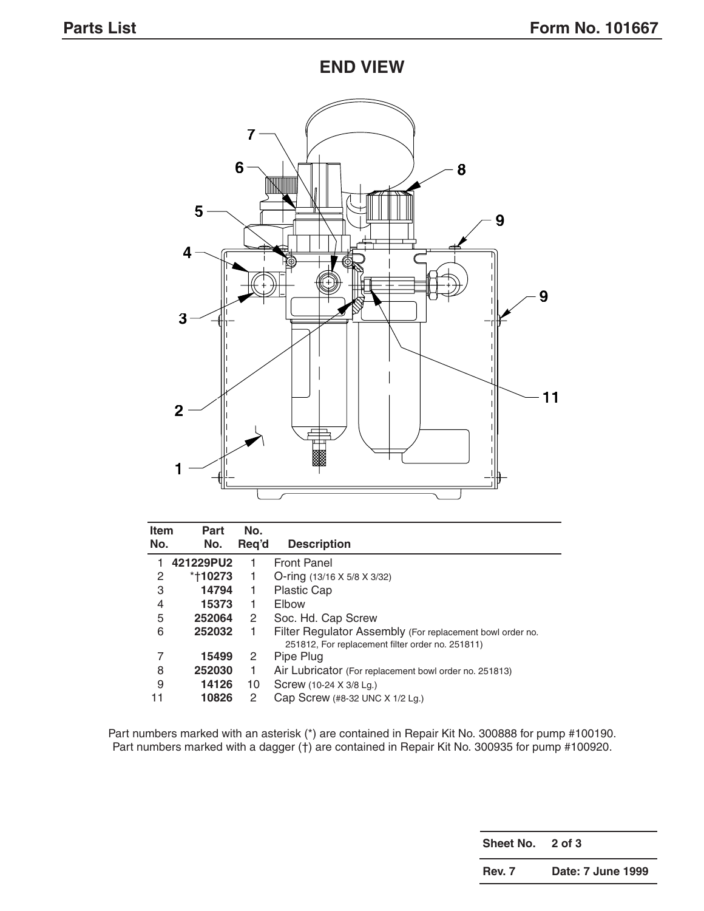## END VIEW

| Item No. | Part No. | No. Req'd | Description |
|---|---|---|---|
| 1 | **421229PU2** | 1 | Front Panel |
| 2 | *†**10273** | 1 | O-ring (13/16 X 5/8 X 3/32) |
| 3 | **14794** | 1 | Plastic Cap |
| 4 | **15373** | 1 | Elbow |
| 5 | **252064** | 2 | Soc. Hd. Cap Screw |
| 6 | **252032** | 1 | Filter Regulator Assembly (For replacement bowl order no. 251812, For replacement filter order no. 251811) |
| 7 | **15499** | 2 | Pipe Plug |
| 8 | **252030** | 1 | Air Lubricator (For replacement bowl order no. 251813) |
| 9 | **14126** | 10 | Screw (10-24 X 3/8 Lg.) |
| 11 | **10826** | 2 | Cap Screw (#8-32 UNC X 1/2 Lg.) |

Part numbers marked with an asterisk (*) are contained in Repair Kit No. 300888 for pump #100190.
Part numbers marked with a dagger (†) are contained in Repair Kit No. 300935 for pump #100920.

| | |
|---|---|
| **Sheet No.** | **2 of 3** |
| **Rev. 7** | **Date: 7 June 1999** |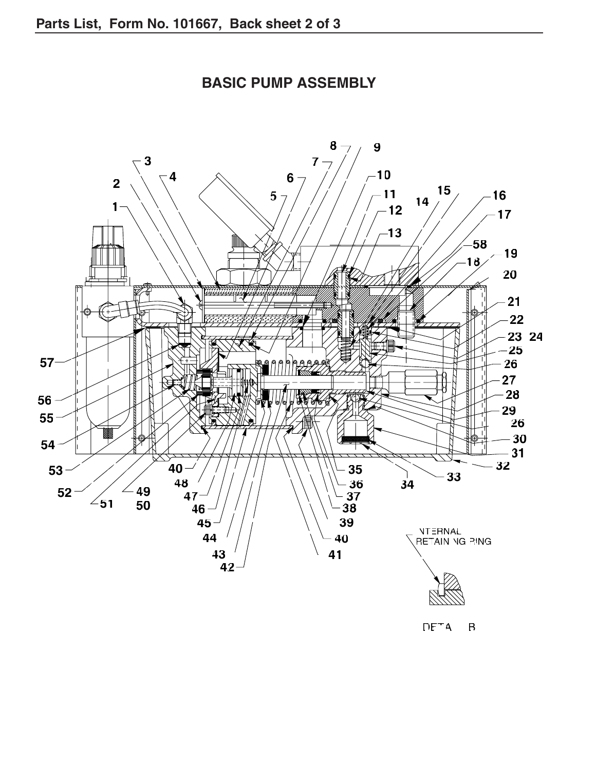# BASIC PUMP ASSEMBLY

INTERNAL RETAINING RING

DETAIL B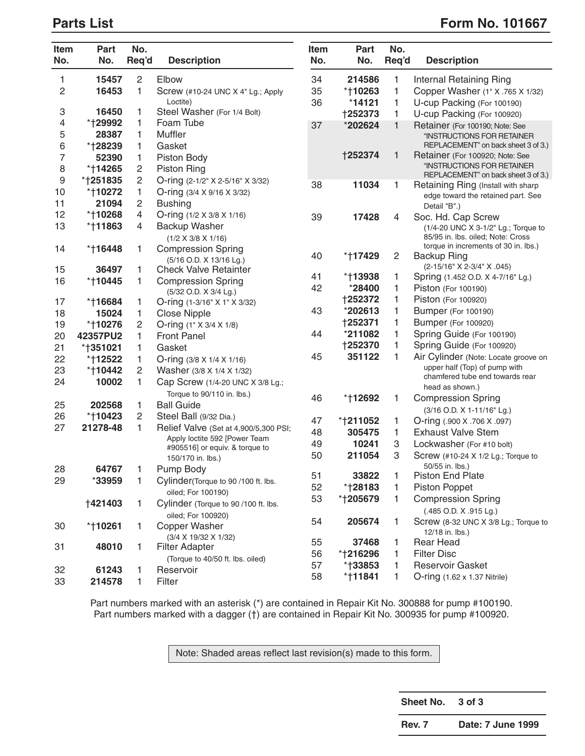## Parts List

## Form No. 101667

| Item No. | Part No. | No. Req'd | Description |
|---|---|---|---|
| 1 | 15457 | 2 | Elbow |
| 2 | 16453 | 1 | Screw (#10-24 UNC X 4" Lg.; Apply Loctite) |
| 3 | 16450 | 1 | Steel Washer (For 1/4 Bolt) |
| 4 | *†29992 | 1 | Foam Tube |
| 5 | 28387 | 1 | Muffler |
| 6 | *†28239 | 1 | Gasket |
| 7 | 52390 | 1 | Piston Body |
| 8 | *†14265 | 2 | Piston Ring |
| 9 | *†251835 | 2 | O-ring (2-1/2" X 2-5/16" X 3/32) |
| 10 | *†10272 | 1 | O-ring (3/4 X 9/16 X 3/32) |
| 11 | 21094 | 2 | Bushing |
| 12 | *†10268 | 4 | O-ring (1/2 X 3/8 X 1/16) |
| 13 | *†11863 | 4 | Backup Washer (1/2 X 3/8 X 1/16) |
| 14 | *†16448 | 1 | Compression Spring (5/16 O.D. X 13/16 Lg.) |
| 15 | 36497 | 1 | Check Valve Retainter |
| 16 | *†10445 | 1 | Compression Spring (5/32 O.D. X 3/4 Lg.) |
| 17 | *†16684 | 1 | O-ring (1-3/16" X 1" X 3/32) |
| 18 | 15024 | 1 | Close Nipple |
| 19 | *†10276 | 2 | O-ring (1" X 3/4 X 1/8) |
| 20 | 42357PU2 | 1 | Front Panel |
| 21 | *†351021 | 1 | Gasket |
| 22 | *†12522 | 1 | O-ring (3/8 X 1/4 X 1/16) |
| 23 | *†10442 | 2 | Washer (3/8 X 1/4 X 1/32) |
| 24 | 10002 | 1 | Cap Screw (1/4-20 UNC X 3/8 Lg.; Torque to 90/110 in. lbs.) |
| 25 | 202568 | 1 | Ball Guide |
| 26 | *†10423 | 2 | Steel Ball (9/32 Dia.) |
| 27 | 21278-48 | 1 | Relief Valve (Set at 4,900/5,300 PSI; Apply loctite 592 [Power Team #905516] or equiv. & torque to 150/170 in. lbs.) |
| 28 | 64767 | 1 | Pump Body |
| 29 | *33959 | 1 | Cylinder(Torque to 90 /100 ft. lbs. oiled; For 100190) |
| | †421403 | 1 | Cylinder (Torque to 90 /100 ft. lbs. oiled; For 100920) |
| 30 | *†10261 | 1 | Copper Washer (3/4 X 19/32 X 1/32) |
| 31 | 48010 | 1 | Filter Adapter (Torque to 40/50 ft. lbs. oiled) |
| 32 | 61243 | 1 | Reservoir |
| 33 | 214578 | 1 | Filter |
| 34 | 214586 | 1 | Internal Retaining Ring |
| 35 | *†10263 | 1 | Copper Washer (1" X .765 X 1/32) |
| 36 | *14121 | 1 | U-cup Packing (For 100190) |
| | †252373 | 1 | U-cup Packing (For 100920) |
| 37 | *202624 | 1 | Retainer (For 100190; Note: See "INSTRUCTIONS FOR RETAINER REPLACEMENT" on back sheet 3 of 3.) |
| | †252374 | 1 | Retainer (For 100920; Note: See "INSTRUCTIONS FOR RETAINER REPLACEMENT" on back sheet 3 of 3.) |
| 38 | 11034 | 1 | Retaining Ring (Install with sharp edge toward the retained part. See Detail "B".) |
| 39 | 17428 | 4 | Soc. Hd. Cap Screw (1/4-20 UNC X 3-1/2" Lg.; Torque to 85/95 in. lbs. oiled; Note: Cross torque in increments of 30 in. lbs.) |
| 40 | *†17429 | 2 | Backup Ring (2-15/16" X 2-3/4" X .045) |
| 41 | *†13938 | 1 | Spring (1.452 O.D. X 4-7/16" Lg.) |
| 42 | *28400 | 1 | Piston (For 100190) |
| | †252372 | 1 | Piston (For 100920) |
| 43 | *202613 | 1 | Bumper (For 100190) |
| | †252371 | 1 | Bumper (For 100920) |
| 44 | *211082 | 1 | Spring Guide (For 100190) |
| | †252370 | 1 | Spring Guide (For 100920) |
| 45 | 351122 | 1 | Air Cylinder (Note: Locate groove on upper half (Top) of pump with chamfered tube end towards rear head as shown.) |
| 46 | *†12692 | 1 | Compression Spring (3/16 O.D. X 1-11/16" Lg.) |
| 47 | *†211052 | 1 | O-ring (.900 X .706 X .097) |
| 48 | 305475 | 1 | Exhaust Valve Stem |
| 49 | 10241 | 3 | Lockwasher (For #10 bolt) |
| 50 | 211054 | 3 | Screw (#10-24 X 1/2 Lg.; Torque to 50/55 in. lbs.) |
| 51 | 33822 | 1 | Piston End Plate |
| 52 | *†28183 | 1 | Piston Poppet |
| 53 | *†205679 | 1 | Compression Spring (.485 O.D. X .915 Lg.) |
| 54 | 205674 | 1 | Screw (8-32 UNC X 3/8 Lg.; Torque to 12/18 in. lbs.) |
| 55 | 37468 | 1 | Rear Head |
| 56 | *†216296 | 1 | Filter Disc |
| 57 | *†33853 | 1 | Reservoir Gasket |
| 58 | *†11841 | 1 | O-ring (1.62 x 1.37 Nitrile) |

Part numbers marked with an asterisk (*) are contained in Repair Kit No. 300888 for pump #100190.
Part numbers marked with a dagger (†) are contained in Repair Kit No. 300935 for pump #100920.

Note: Shaded areas reflect last revision(s) made to this form.

| Sheet No. | 3 of 3 |
|---|---|
| Rev. 7 | Date: 7 June 1999 |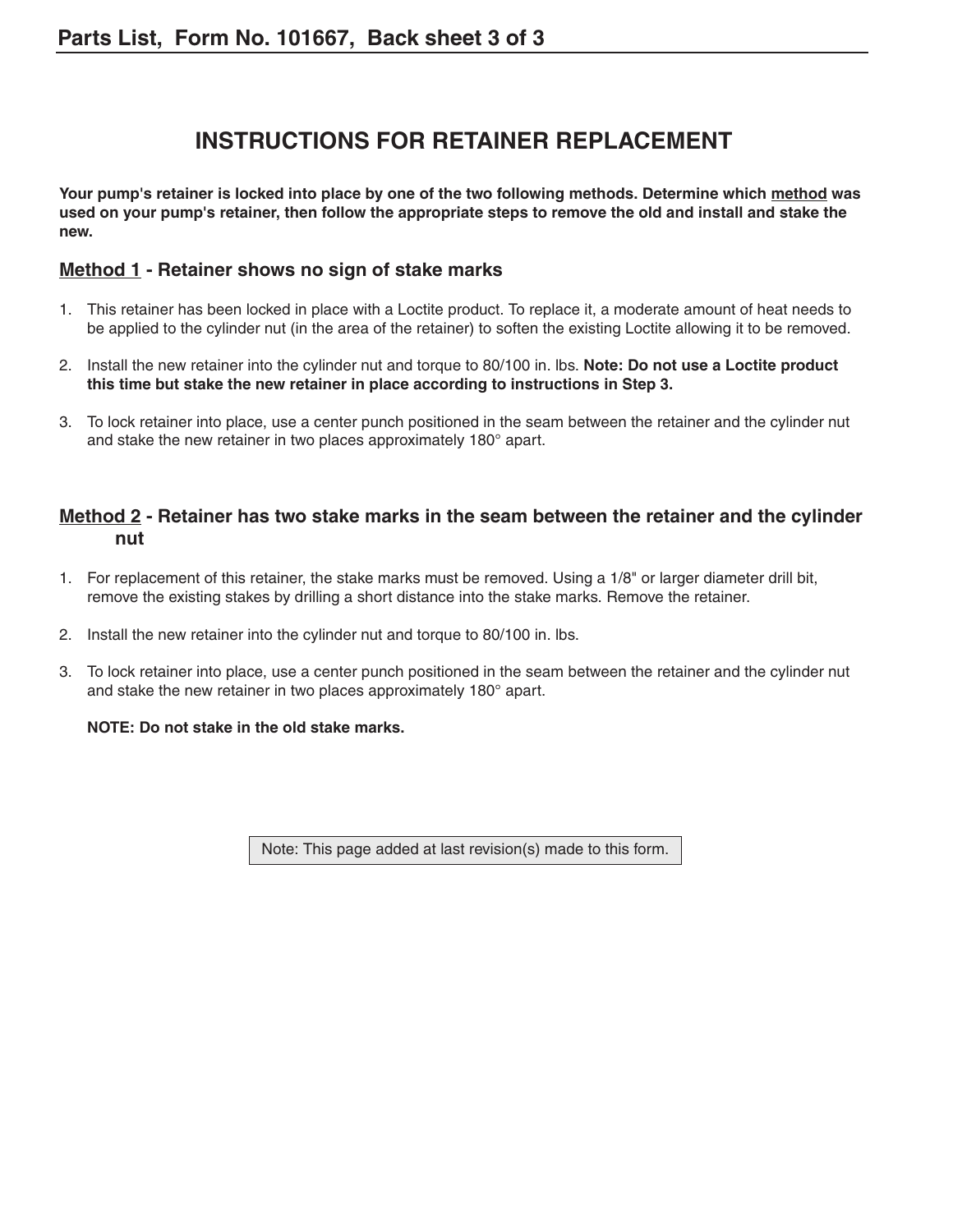# INSTRUCTIONS FOR RETAINER REPLACEMENT

**Your pump's retainer is locked into place by one of the two following methods. Determine which method was used on your pump's retainer, then follow the appropriate steps to remove the old and install and stake the new.**

## Method 1 - Retainer shows no sign of stake marks

1. This retainer has been locked in place with a Loctite product. To replace it, a moderate amount of heat needs to be applied to the cylinder nut (in the area of the retainer) to soften the existing Loctite allowing it to be removed.
2. Install the new retainer into the cylinder nut and torque to 80/100 in. lbs. **Note: Do not use a Loctite product this time but stake the new retainer in place according to instructions in Step 3.**
3. To lock retainer into place, use a center punch positioned in the seam between the retainer and the cylinder nut and stake the new retainer in two places approximately 180° apart.

## Method 2 - Retainer has two stake marks in the seam between the retainer and the cylinder nut

1. For replacement of this retainer, the stake marks must be removed. Using a 1/8" or larger diameter drill bit, remove the existing stakes by drilling a short distance into the stake marks. Remove the retainer.
2. Install the new retainer into the cylinder nut and torque to 80/100 in. lbs.
3. To lock retainer into place, use a center punch positioned in the seam between the retainer and the cylinder nut and stake the new retainer in two places approximately 180° apart.

   **NOTE: Do not stake in the old stake marks.**

Note: This page added at last revision(s) made to this form.